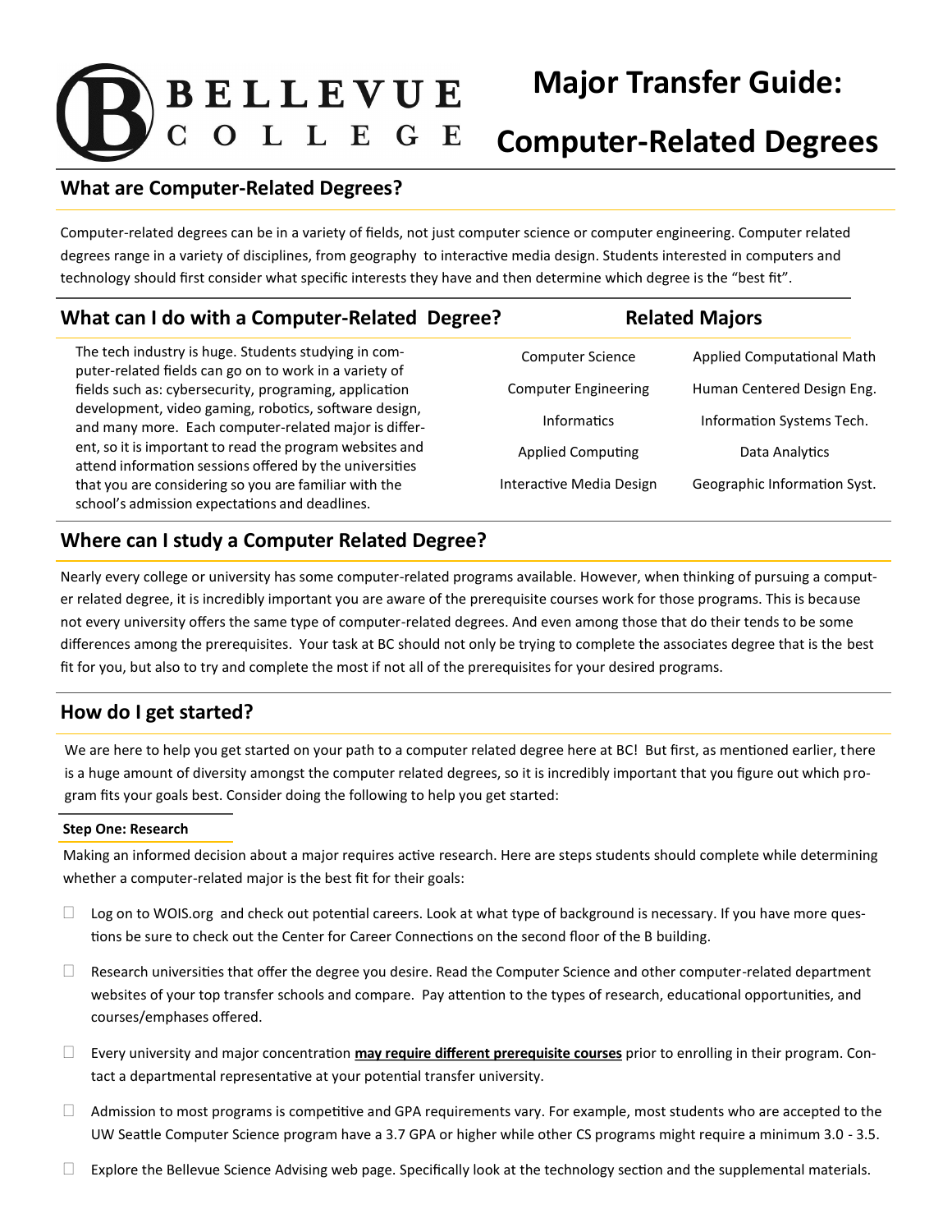# Major Transfer Guide: Computer-Related Degrees

BELLEVUE COLLEGE

## What are Computer-Related Degrees?

Computer-related degrees can be in a variety of fields, not just computer science or computer engineering. Computer related degrees range in a variety of disciplines, from geography to interactive media design. Students interested in computers and technology should first consider what specific interests they have and then determine which degree is the "best fit".

## What can I do with a Computer-Related Degree?

The tech industry is huge. Students studying in computer-related fields can go on to work in a variety of fields such as: cybersecurity, programing, application development, video gaming, robotics, software design, and many more. Each computer-related major is different, so it is important to read the program websites and attend information sessions offered by the universities that you are considering so you are familiar with the school's admission expectations and deadlines.

## Related Majors

| | |
|---|---|
| Computer Science | Applied Computational Math |
| Computer Engineering | Human Centered Design Eng. |
| Informatics | Information Systems Tech. |
| Applied Computing | Data Analytics |
| Interactive Media Design | Geographic Information Syst. |

## Where can I study a Computer Related Degree?

Nearly every college or university has some computer-related programs available. However, when thinking of pursuing a computer related degree, it is incredibly important you are aware of the prerequisite courses work for those programs. This is because not every university offers the same type of computer-related degrees. And even among those that do their tends to be some differences among the prerequisites. Your task at BC should not only be trying to complete the associates degree that is the best fit for you, but also to try and complete the most if not all of the prerequisites for your desired programs.

## How do I get started?

We are here to help you get started on your path to a computer related degree here at BC! But first, as mentioned earlier, there is a huge amount of diversity amongst the computer related degrees, so it is incredibly important that you figure out which program fits your goals best. Consider doing the following to help you get started:

### Step One: Research

Making an informed decision about a major requires active research. Here are steps students should complete while determining whether a computer-related major is the best fit for their goals:

- ☐ Log on to WOIS.org and check out potential careers. Look at what type of background is necessary. If you have more questions be sure to check out the Center for Career Connections on the second floor of the B building.
- ☐ Research universities that offer the degree you desire. Read the Computer Science and other computer-related department websites of your top transfer schools and compare. Pay attention to the types of research, educational opportunities, and courses/emphases offered.
- ☐ Every university and major concentration **<u>may require different prerequisite courses</u>** prior to enrolling in their program. Contact a departmental representative at your potential transfer university.
- ☐ Admission to most programs is competitive and GPA requirements vary. For example, most students who are accepted to the UW Seattle Computer Science program have a 3.7 GPA or higher while other CS programs might require a minimum 3.0 - 3.5.
- ☐ Explore the Bellevue Science Advising web page. Specifically look at the technology section and the supplemental materials.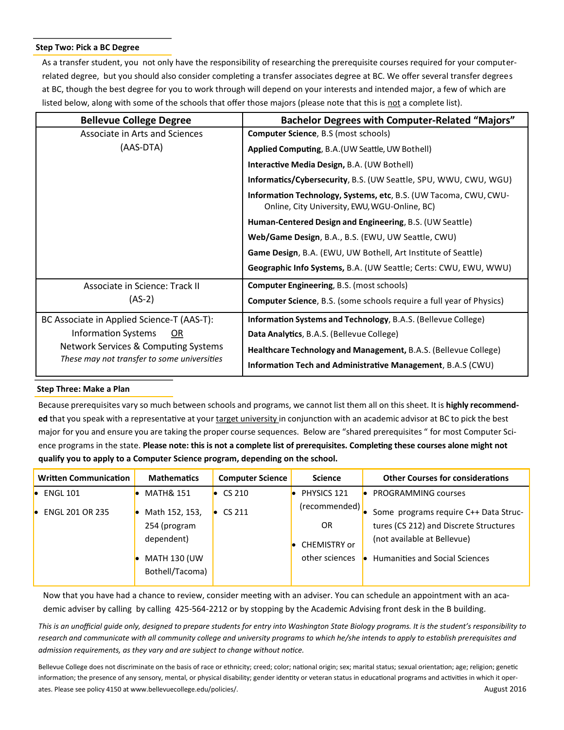### Step Two: Pick a BC Degree

As a transfer student, you not only have the responsibility of researching the prerequisite courses required for your computer-related degree, but you should also consider completing a transfer associates degree at BC. We offer several transfer degrees at BC, though the best degree for you to work through will depend on your interests and intended major, a few of which are listed below, along with some of the schools that offer those majors (please note that this is not a complete list).

| Bellevue College Degree | Bachelor Degrees with Computer-Related "Majors" |
|---|---|
| Associate in Arts and Sciences (AAS-DTA) | **Computer Science**, B.S (most schools)<br>**Applied Computing**, B.A.(UW Seattle, UW Bothell)<br>**Interactive Media Design,** B.A. (UW Bothell)<br>**Informatics/Cybersecurity**, B.S. (UW Seattle, SPU, WWU, CWU, WGU)<br>**Information Technology, Systems, etc**, B.S. (UW Tacoma, CWU, CWU-Online, City University, EWU, WGU-Online, BC)<br>**Human-Centered Design and Engineering**, B.S. (UW Seattle)<br>**Web/Game Design**, B.A., B.S. (EWU, UW Seattle, CWU)<br>**Game Design**, B.A. (EWU, UW Bothell, Art Institute of Seattle)<br>**Geographic Info Systems,** B.A. (UW Seattle; Certs: CWU, EWU, WWU) |
| Associate in Science: Track II (AS-2) | **Computer Engineering**, B.S. (most schools)<br>**Computer Science**, B.S. (some schools require a full year of Physics) |
| BC Associate in Applied Science-T (AAS-T): Information Systems OR Network Services & Computing Systems<br>*These may not transfer to some universities* | **Information Systems and Technology**, B.A.S. (Bellevue College)<br>**Data Analytics**, B.A.S. (Bellevue College)<br>**Healthcare Technology and Management,** B.A.S. (Bellevue College)<br>**Information Tech and Administrative Management**, B.A.S (CWU) |

### Step Three: Make a Plan

Because prerequisites vary so much between schools and programs, we cannot list them all on this sheet. It is **highly recommended** that you speak with a representative at your target university in conjunction with an academic advisor at BC to pick the best major for you and ensure you are taking the proper course sequences. Below are "shared prerequisites " for most Computer Science programs in the state. **Please note: this is not a complete list of prerequisites. Completing these courses alone might not qualify you to apply to a Computer Science program, depending on the school.**

| Written Communication | Mathematics | Computer Science | Science | Other Courses for considerations |
|---|---|---|---|---|
| • ENGL 101<br>• ENGL 201 OR 235 | • MATH& 151<br>• Math 152, 153, 254 (program dependent)<br>• MATH 130 (UW Bothell/Tacoma) | • CS 210<br>• CS 211 | • PHYSICS 121 (recommended)<br>OR<br>• CHEMISTRY or other sciences | • PROGRAMMING courses<br>• Some programs require C++ Data Structures (CS 212) and Discrete Structures (not available at Bellevue)<br>• Humanities and Social Sciences |

Now that you have had a chance to review, consider meeting with an adviser. You can schedule an appointment with an academic adviser by calling by calling 425-564-2212 or by stopping by the Academic Advising front desk in the B building.

*This is an unofficial guide only, designed to prepare students for entry into Washington State Biology programs. It is the student's responsibility to research and communicate with all community college and university programs to which he/she intends to apply to establish prerequisites and admission requirements, as they vary and are subject to change without notice.*

Bellevue College does not discriminate on the basis of race or ethnicity; creed; color; national origin; sex; marital status; sexual orientation; age; religion; genetic information; the presence of any sensory, mental, or physical disability; gender identity or veteran status in educational programs and activities in which it operates. Please see policy 4150 at www.bellevuecollege.edu/policies/.

August 2016